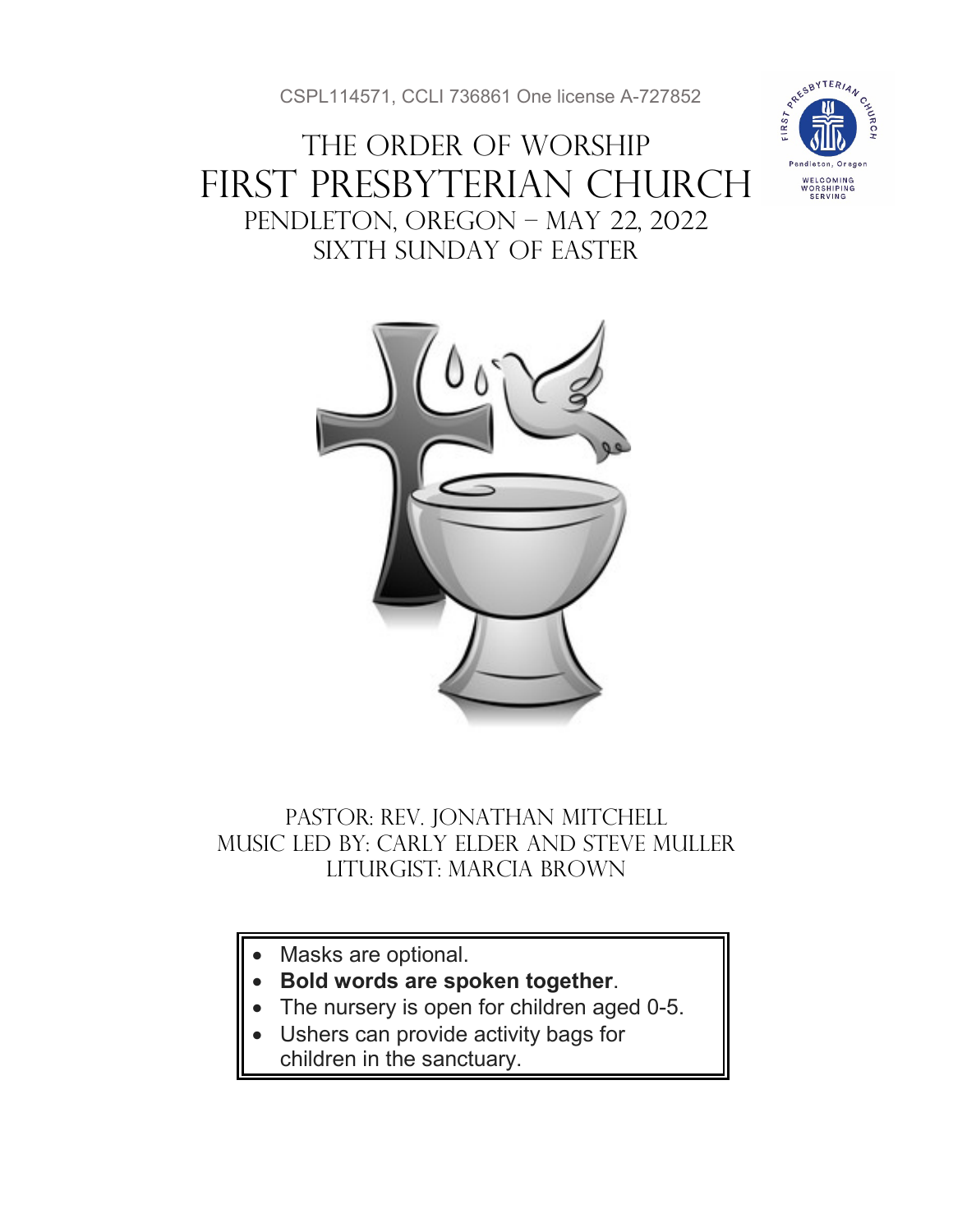CSPL114571, CCLI 736861 One license A-727852

# The Order of Worship
# First Presbyterian Church
## Pendleton, Oregon – May 22, 2022
## Sixth Sunday of Easter

Pastor: Rev. Jonathan Mitchell
Music led by: Carly Elder and Steve Muller
Liturgist: Marcia Brown

- Masks are optional.
- **Bold words are spoken together**.
- The nursery is open for children aged 0-5.
- Ushers can provide activity bags for children in the sanctuary.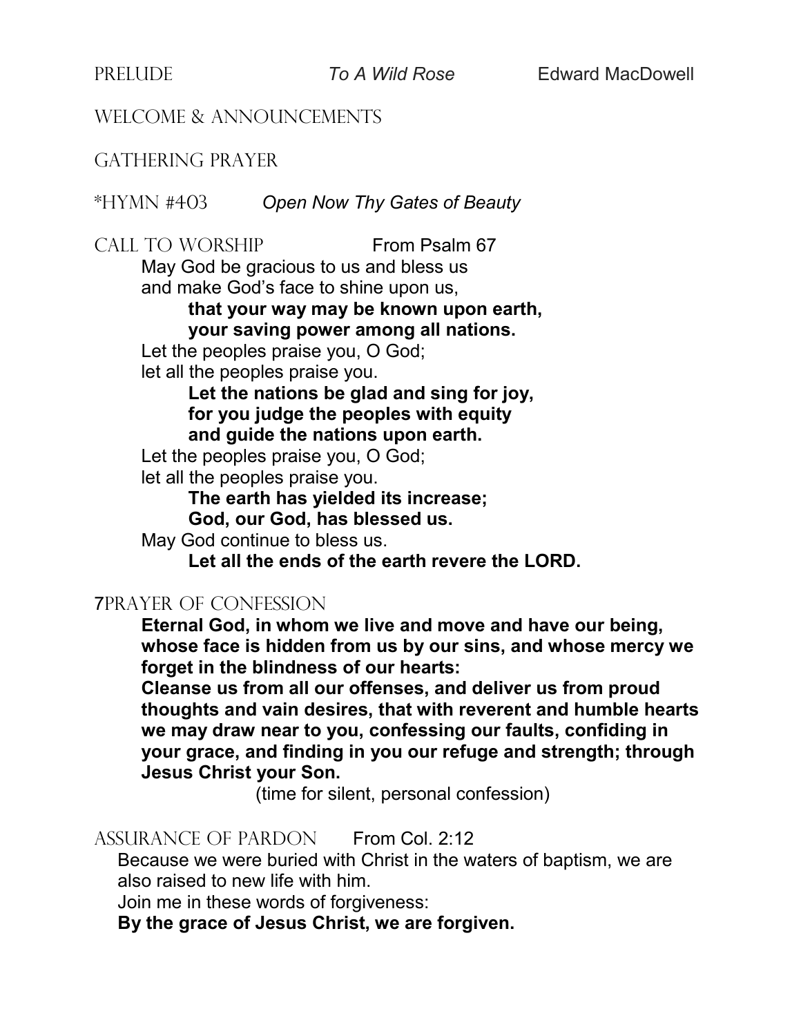PRELUDE *To A Wild Rose* Edward MacDowell

WELCOME & ANNOUNCEMENTS

GATHERING PRAYER

*HYMN #403 *Open Now Thy Gates of Beauty*

CALL TO WORSHIP From Psalm 67

May God be gracious to us and bless us
and make God's face to shine upon us,

**that your way may be known upon earth,**
**your saving power among all nations.**

Let the peoples praise you, O God;
let all the peoples praise you.

**Let the nations be glad and sing for joy,**
**for you judge the peoples with equity**
**and guide the nations upon earth.**

Let the peoples praise you, O God;
let all the peoples praise you.

**The earth has yielded its increase;**
**God, our God, has blessed us.**

May God continue to bless us.

**Let all the ends of the earth revere the LORD.**

7PRAYER OF CONFESSION

**Eternal God, in whom we live and move and have our being, whose face is hidden from us by our sins, and whose mercy we forget in the blindness of our hearts:**
**Cleanse us from all our offenses, and deliver us from proud thoughts and vain desires, that with reverent and humble hearts we may draw near to you, confessing our faults, confiding in your grace, and finding in you our refuge and strength; through Jesus Christ your Son.**

(time for silent, personal confession)

ASSURANCE OF PARDON From Col. 2:12

Because we were buried with Christ in the waters of baptism, we are also raised to new life with him.
Join me in these words of forgiveness:
**By the grace of Jesus Christ, we are forgiven.**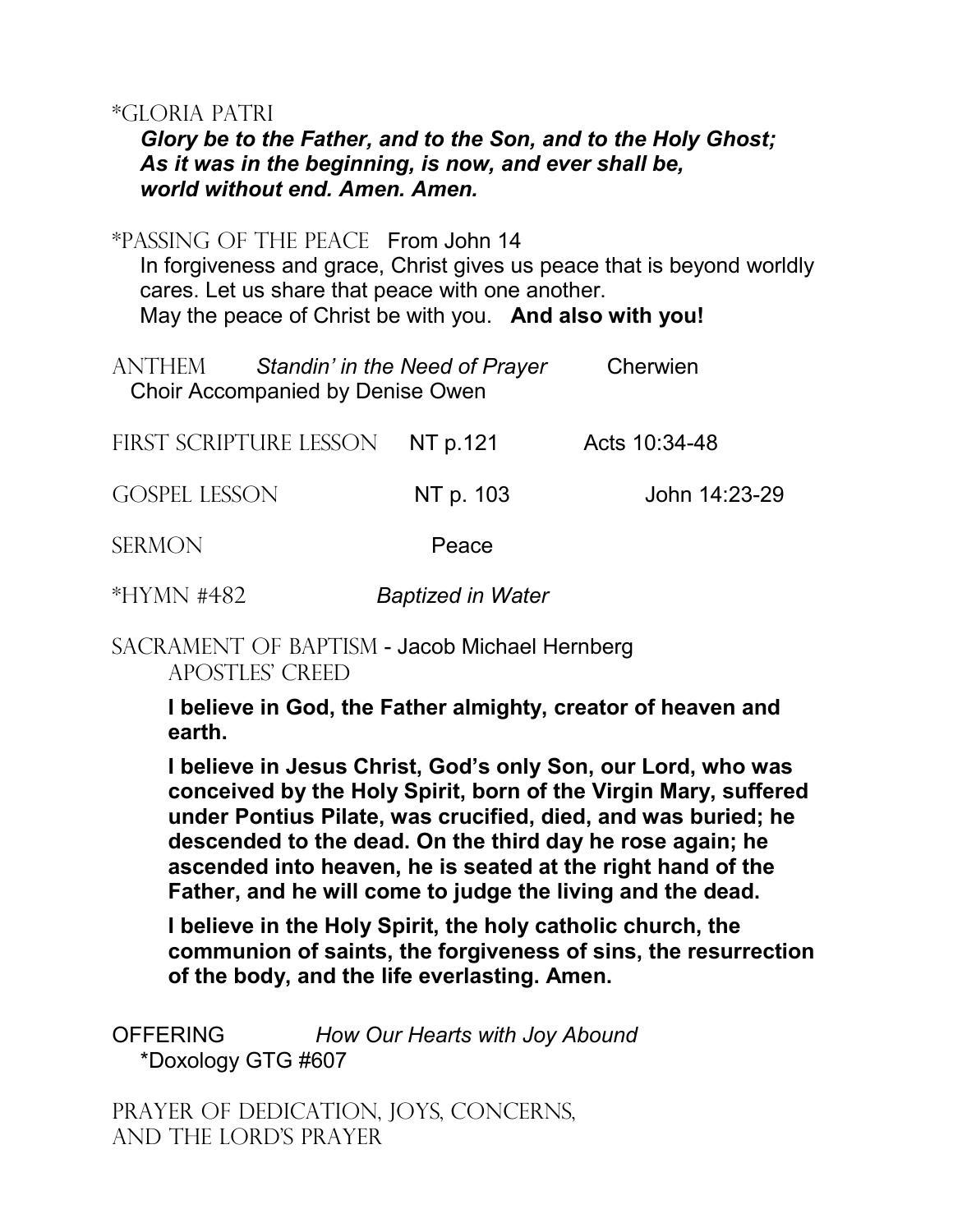*GLORIA PATRI

***Glory be to the Father, and to the Son, and to the Holy Ghost;***
***As it was in the beginning, is now, and ever shall be,***
***world without end. Amen. Amen.***

*PASSING OF THE PEACE From John 14

In forgiveness and grace, Christ gives us peace that is beyond worldly cares. Let us share that peace with one another.
May the peace of Christ be with you. **And also with you!**

ANTHEM *Standin' in the Need of Prayer* Cherwien
Choir Accompanied by Denise Owen

FIRST SCRIPTURE LESSON NT p.121 Acts 10:34-48

GOSPEL LESSON NT p. 103 John 14:23-29

SERMON Peace

*HYMN #482 *Baptized in Water*

SACRAMENT OF BAPTISM - Jacob Michael Hernberg

APOSTLES' CREED

**I believe in God, the Father almighty, creator of heaven and earth.**

**I believe in Jesus Christ, God's only Son, our Lord, who was conceived by the Holy Spirit, born of the Virgin Mary, suffered under Pontius Pilate, was crucified, died, and was buried; he descended to the dead. On the third day he rose again; he ascended into heaven, he is seated at the right hand of the Father, and he will come to judge the living and the dead.**

**I believe in the Holy Spirit, the holy catholic church, the communion of saints, the forgiveness of sins, the resurrection of the body, and the life everlasting. Amen.**

OFFERING *How Our Hearts with Joy Abound*
*Doxology GTG #607

PRAYER OF DEDICATION, JOYS, CONCERNS,
AND THE LORD'S PRAYER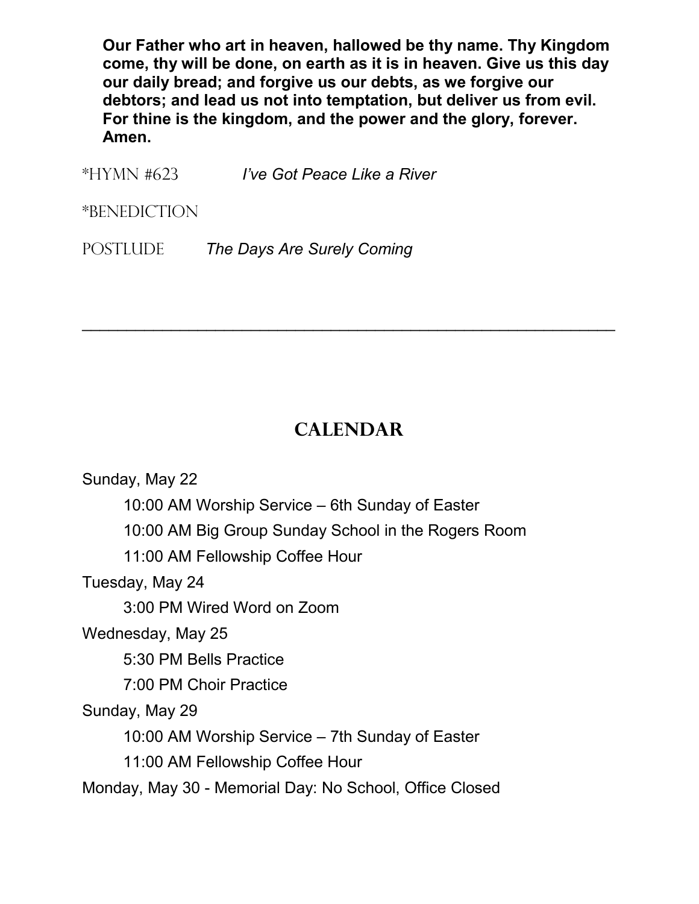**Our Father who art in heaven, hallowed be thy name. Thy Kingdom come, thy will be done, on earth as it is in heaven. Give us this day our daily bread; and forgive us our debts, as we forgive our debtors; and lead us not into temptation, but deliver us from evil. For thine is the kingdom, and the power and the glory, forever. Amen.**

*HYMN #623 *I've Got Peace Like a River*

*BENEDICTION

POSTLUDE *The Days Are Surely Coming*

---

## CALENDAR

Sunday, May 22

- 10:00 AM Worship Service – 6th Sunday of Easter
- 10:00 AM Big Group Sunday School in the Rogers Room
- 11:00 AM Fellowship Coffee Hour

Tuesday, May 24

- 3:00 PM Wired Word on Zoom

Wednesday, May 25

- 5:30 PM Bells Practice
- 7:00 PM Choir Practice

Sunday, May 29

- 10:00 AM Worship Service – 7th Sunday of Easter
- 11:00 AM Fellowship Coffee Hour

Monday, May 30 - Memorial Day: No School, Office Closed